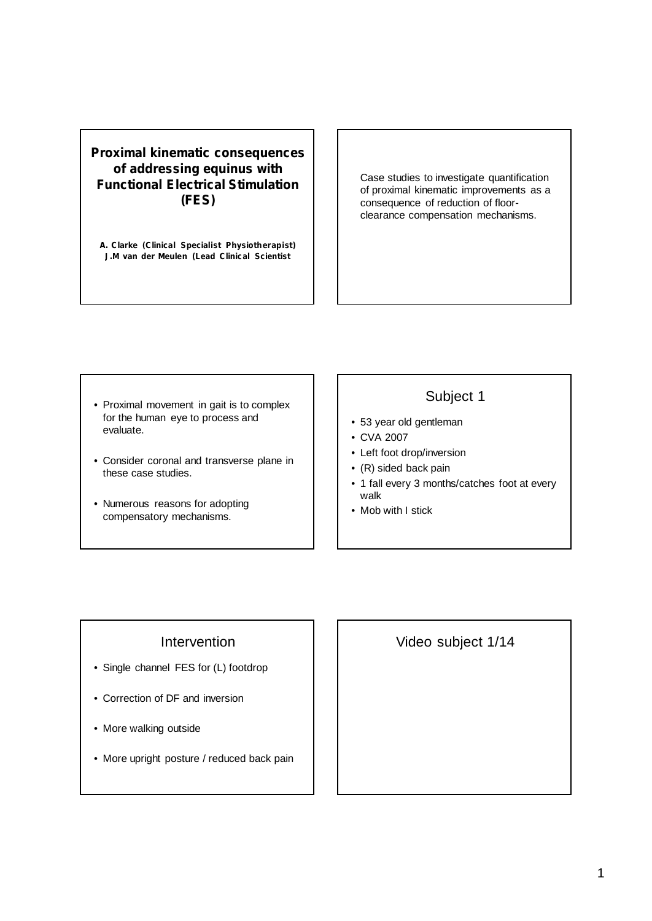# Proximal kinematic consequences of addressing equinus with Functional Electrical Stimulation (FES)

**A. Clarke (Clinical Specialist Physiotherapist)**
**J.M van der Meulen (Lead Clinical Scientist**

Case studies to investigate quantification of proximal kinematic improvements as a consequence of reduction of floor-clearance compensation mechanisms.

- Proximal movement in gait is to complex for the human eye to process and evaluate.
- Consider coronal and transverse plane in these case studies.
- Numerous reasons for adopting compensatory mechanisms.

## Subject 1

- 53 year old gentleman
- CVA 2007
- Left foot drop/inversion
- (R) sided back pain
- 1 fall every 3 months/catches foot at every walk
- Mob with I stick

## Intervention

- Single channel FES for (L) footdrop
- Correction of DF and inversion
- More walking outside
- More upright posture / reduced back pain

## Video subject 1/14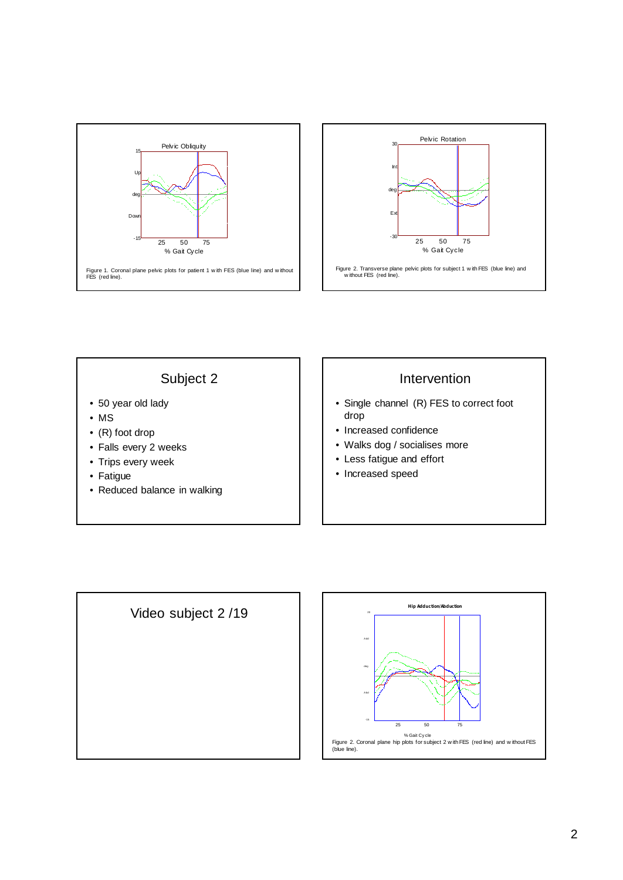Figure 1. Coronal plane pelvic plots for patient 1 with FES (blue line) and without FES (red line).

Figure 2. Transverse plane pelvic plots for subject 1 with FES (blue line) and without FES (red line).

## Subject 2

- 50 year old lady
- MS
- (R) foot drop
- Falls every 2 weeks
- Trips every week
- Fatigue
- Reduced balance in walking

## Intervention

- Single channel (R) FES to correct foot drop
- Increased confidence
- Walks dog / socialises more
- Less fatigue and effort
- Increased speed

## Video subject 2 /19

Figure 2. Coronal plane hip plots for subject 2 with FES (red line) and without FES (blue line).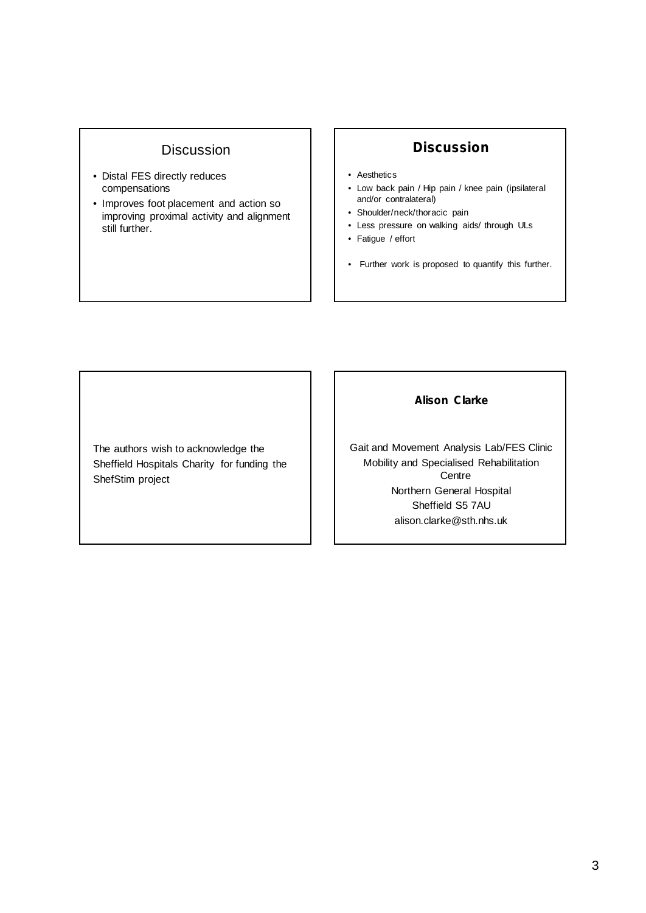## Discussion

- Distal FES directly reduces compensations
- Improves foot placement and action so improving proximal activity and alignment still further.

## Discussion

- Aesthetics
- Low back pain / Hip pain / knee pain (ipsilateral and/or contralateral)
- Shoulder/neck/thoracic pain
- Less pressure on walking aids/ through ULs
- Fatigue / effort
- Further work is proposed to quantify this further.

The authors wish to acknowledge the Sheffield Hospitals Charity for funding the ShefStim project

**Alison Clarke**

Gait and Movement Analysis Lab/FES Clinic
Mobility and Specialised Rehabilitation Centre
Northern General Hospital
Sheffield S5 7AU
alison.clarke@sth.nhs.uk